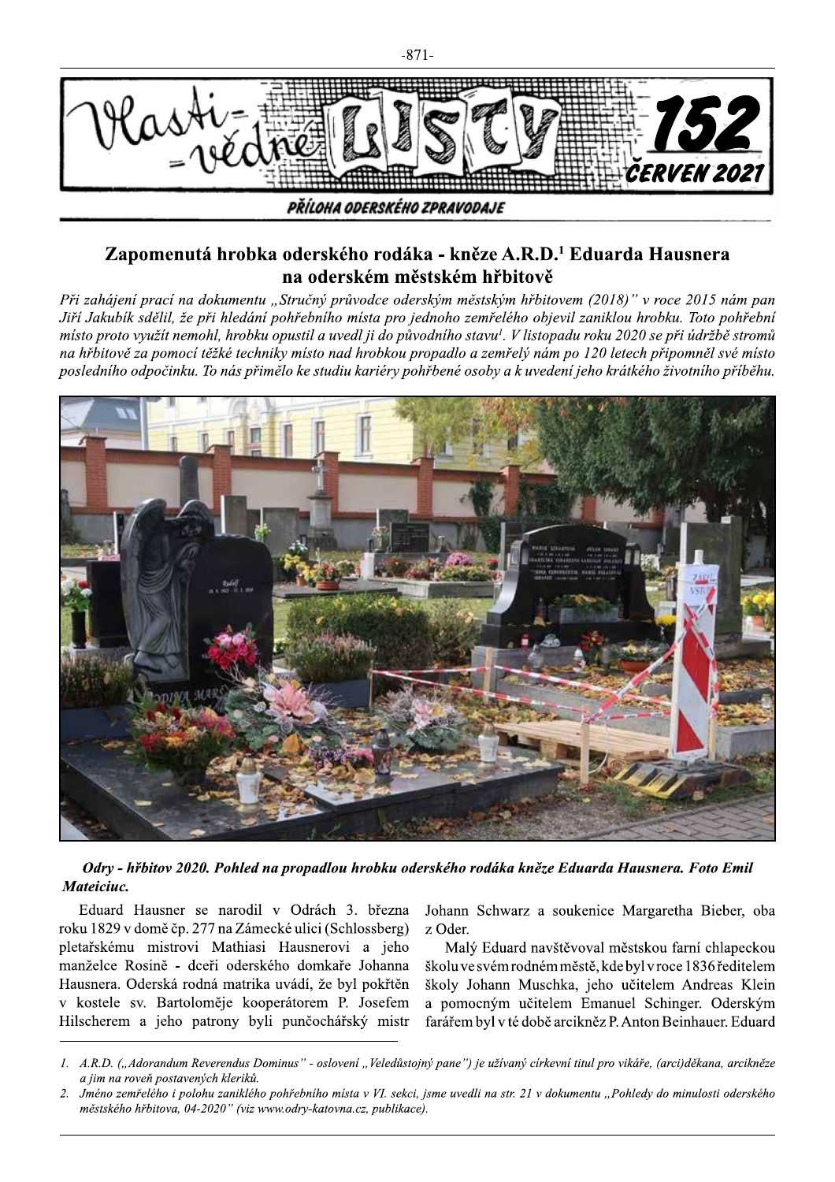# Zapomenutá hrobka oderského rodáka - kněze A.R.D.[1] Eduarda Hausnera na oderském městském hřbitově

*Při zahájení prací na dokumentu „Stručný průvodce oderským městským hřbitovem (2018)" v roce 2015 nám pan Jiří Jakubík sdělil, že při hledání pohřebního místa pro jednoho zemřelého objevil zaniklou hrobku. Toto pohřební místo proto využít nemohl, hrobku opustil a uvedl ji do původního stavu[1]. V listopadu roku 2020 se při údržbě stromů na hřbitově za pomocí těžké techniky místo nad hrobkou propadlo a zemřelý nám po 120 letech připomněl své místo posledního odpočinku. To nás přimělo ke studiu kariéry pohřbené osoby a k uvedení jeho krátkého životního příběhu.*

***Odry - hřbitov 2020. Pohled na propadlou hrobku oderského rodáka kněze Eduarda Hausnera. Foto Emil Mateiciuc.***

Eduard Hausner se narodil v Odrách 3. března roku 1829 v domě čp. 277 na Zámecké ulici (Schlossberg) pletařskému mistrovi Mathiasi Hausnerovi a jeho manželce Rosině - dceři oderského domkaře Johanna Hausnera. Oderská rodná matrika uvádí, že byl pokřtěn v kostele sv. Bartoloměje kooperátorem P. Josefem Hilscherem a jeho patrony byli punčochářský mistr Johann Schwarz a soukenice Margaretha Bieber, oba z Oder.

Malý Eduard navštěvoval městskou farní chlapeckou školu ve svém rodném městě, kde byl v roce 1836 ředitelem školy Johann Muschka, jeho učitelem Andreas Klein a pomocným učitelem Emanuel Schinger. Oderským farářem byl v té době arcikněz P. Anton Beinhauer. Eduard

---

1. *A.R.D. („Adorandum Reverendus Dominus" - oslovení „Veledůstojný pane") je užívaný církevní titul pro vikáře, (arci)děkana, arcikněze a jim na roveň postavených kleriků.*
2. *Jméno zemřelého i polohu zaniklého pohřebního místa v VI. sekci, jsme uvedli na str. 21 v dokumentu „Pohledy do minulosti oderského městského hřbitova, 04-2020" (viz www.odry-katovna.cz, publikace).*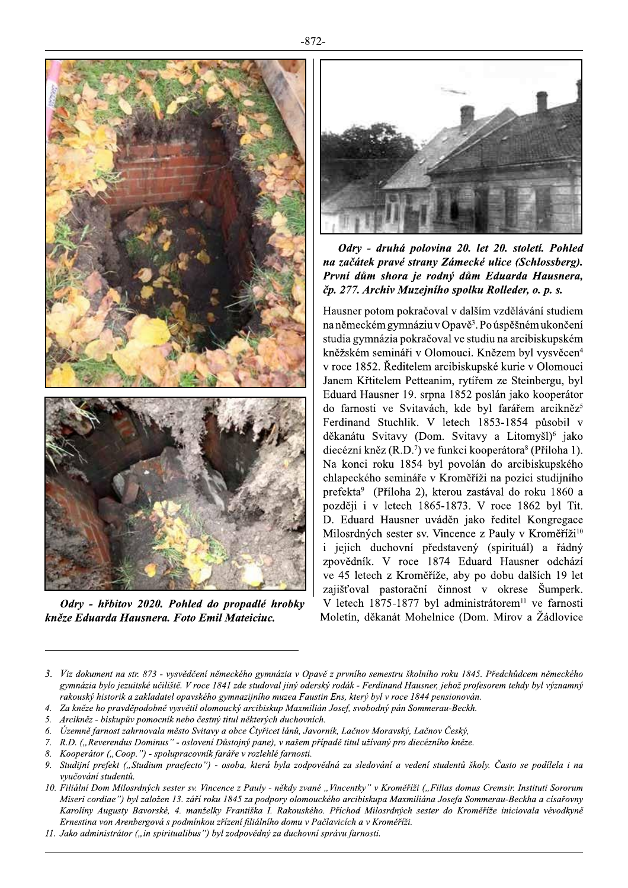*Odry - hřbitov 2020. Pohled do propadlé hrobky kněze Eduarda Hausnera. Foto Emil Mateiciuc.*

*Odry - druhá polovina 20. let 20. století. Pohled na začátek pravé strany Zámecké ulice (Schlossberg). První dům shora je rodný dům Eduarda Hausnera, čp. 277. Archiv Muzejního spolku Rolleder, o. p. s.*

Hausner potom pokračoval v dalším vzdělávání studiem na německém gymnáziu v Opavě[3]. Po úspěšném ukončení studia gymnázia pokračoval ve studiu na arcibiskupském kněžském semináři v Olomouci. Knězem byl vysvěcen[4] v roce 1852. Ředitelem arcibiskupské kurie v Olomouci Janem Křtitelem Petteanim, rytířem ze Steinbergu, byl Eduard Hausner 19. srpna 1852 poslán jako kooperátor do farnosti ve Svitavách, kde byl farářem arcikněz[5] Ferdinand Stuchlik. V letech 1853-1854 působil v děkanátu Svitavy (Dom. Svitavy a Litomyšl)[6] jako diecézní kněz (R.D.[7]) ve funkci kooperátora[8] (Příloha 1). Na konci roku 1854 byl povolán do arcibiskupského chlapeckého semináře v Kroměříži na pozici studijního prefekta[9] (Příloha 2), kterou zastával do roku 1860 a později i v letech 1865-1873. V roce 1862 byl Tit. D. Eduard Hausner uváděn jako ředitel Kongregace Milosrdných sester sv. Vincence z Pauly v Kroměříži[10] i jejich duchovní představený (spirituál) a řádný zpovědník. V roce 1874 Eduard Hausner odchází ve 45 letech z Kroměříže, aby po dobu dalších 19 let zajišťoval pastorační činnost v okrese Šumperk. V letech 1875-1877 byl administrátorem[11] ve farnosti Moletín, děkanát Mohelnice (Dom. Mírov a Žádlovice

---

3. *Viz dokument na str. 873 - vysvědčení německého gymnázia v Opavě z prvního semestru školního roku 1845. Předchůdcem německého gymnázia bylo jezuitské učiliště. V roce 1841 zde studoval jiný oderský rodák - Ferdinand Hausner, jehož profesorem tehdy byl významný rakouský historik a zakladatel opavského gymnazijního muzea Faustin Ens, který byl v roce 1844 pensionován.*
4. *Za kněze ho pravděpodobně vysvětil olomoucký arcibiskup Maximilián Josef, svobodný pán Sommerau-Beckh.*
5. *Arcikněz - biskupův pomocník nebo čestný titul některých duchovních.*
6. *Územně farnost zahrnovala město Svitavy a obce Čtyřicet lánů, Javorník, Lačnov Moravský, Lačnov Český,*
7. *R.D. („Reverendus Dominus" - oslovení Důstojný pane), v našem případě titul užívaný pro diecézního kněze.*
8. *Kooperátor („Coop.") - spolupracovník faráře v rozlehlé farnosti.*
9. *Studijní prefekt („Studium praefecto") - osoba, která byla zodpovědná za sledování a vedení studentů školy. Často se podílela i na vyučování studentů.*
10. *Filiální Dom Milosrdných sester sv. Vincence z Pauly - někdy zvané „Vincentky" v Kroměříži („Filias domus Cremsir. Instituti Sororum Miseri cordiae") byl založen 13. září roku 1845 za podpory olomouckého arcibiskupa Maxmiliána Josefa Sommerau-Beckha a císařovny Karolíny Augusty Bavorské, 4. manželky Františka I. Rakouského. Příchod Milosrdných sester do Kroměříže iniciovala vévodkyně Ernestina von Arenbergová s podmínkou zřízení filiálního domu v Pačlavicích a v Kroměříži.*
11. *Jako administrátor („in spiritualibus") byl zodpovědný za duchovní správu farnosti.*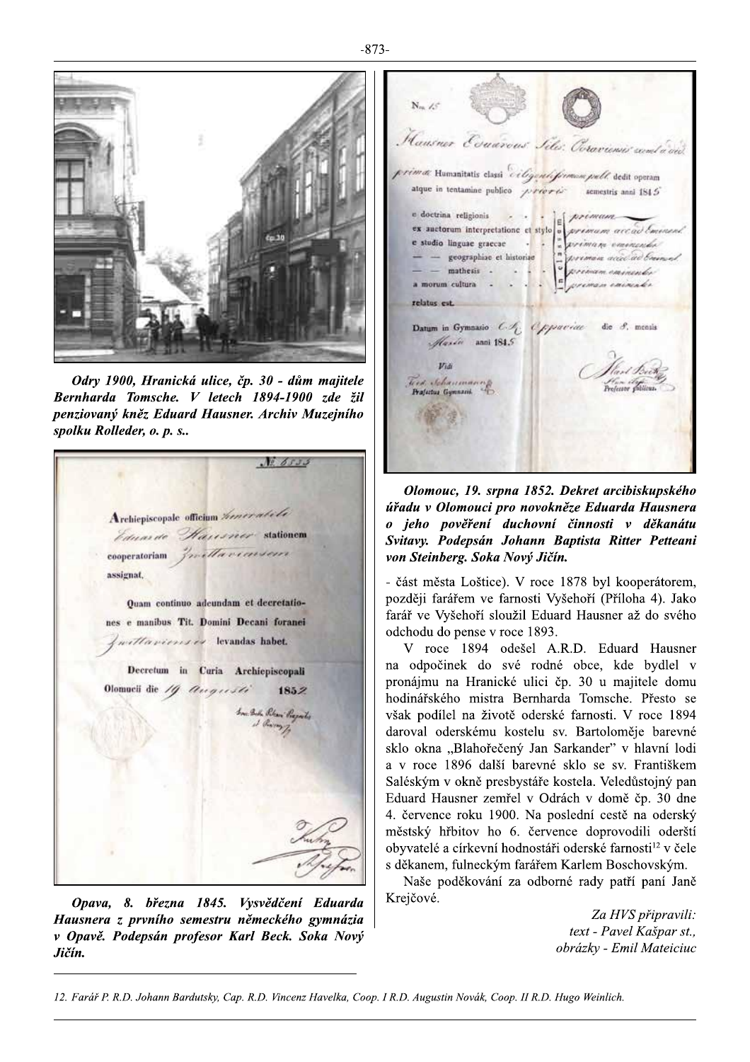***Odry 1900, Hranická ulice, čp. 30 - dům majitele Bernharda Tomsche. V letech 1894-1900 zde žil penziovaný kněz Eduard Hausner. Archiv Muzejního spolku Rolleder, o. p. s..***

***Opava, 8. března 1845. Vysvědčení Eduarda Hausnera z prvního semestru německého gymnázia v Opavě. Podepsán profesor Karl Beck. Soka Nový Jičín.***

***Olomouc, 19. srpna 1852. Dekret arcibiskupského úřadu v Olomouci pro novokněze Eduarda Hausnera o jeho pověření duchovní činnosti v děkanátu Svitavy. Podepsán Johann Baptista Ritter Petteani von Steinberg. Soka Nový Jičín.***

- část města Loštice). V roce 1878 byl kooperátorem, později farářem ve farnosti Vyšehoří (Příloha 4). Jako farář ve Vyšehoří sloužil Eduard Hausner až do svého odchodu do pense v roce 1893.

V roce 1894 odešel A.R.D. Eduard Hausner na odpočinek do své rodné obce, kde bydlel v pronájmu na Hranické ulici čp. 30 u majitele domu hodinářského mistra Bernharda Tomsche. Přesto se však podílel na životě oderské farnosti. V roce 1894 daroval oderskému kostelu sv. Bartoloměje barevné sklo okna „Blahořečený Jan Sarkander" v hlavní lodi a v roce 1896 další barevné sklo se sv. Františkem Saléským v okně presbystáře kostela. Veledůstojný pan Eduard Hausner zemřel v Odrách v domě čp. 30 dne 4. července roku 1900. Na poslední cestě na oderský městský hřbitov ho 6. července doprovodili oderští obyvatelé a církevní hodnostáři oderské farnosti[12] v čele s děkanem, fulneckým farářem Karlem Boschovským.

Naše poděkování za odborné rady patří paní Janě Krejčové.

*Za HVS připravili:*
*text - Pavel Kašpar st.,*
*obrázky - Emil Mateiciuc*

---

12. Farář P. R.D. Johann Bardutsky, Cap. R.D. Vincenz Havelka, Coop. I R.D. Augustin Novák, Coop. II R.D. Hugo Weinlich.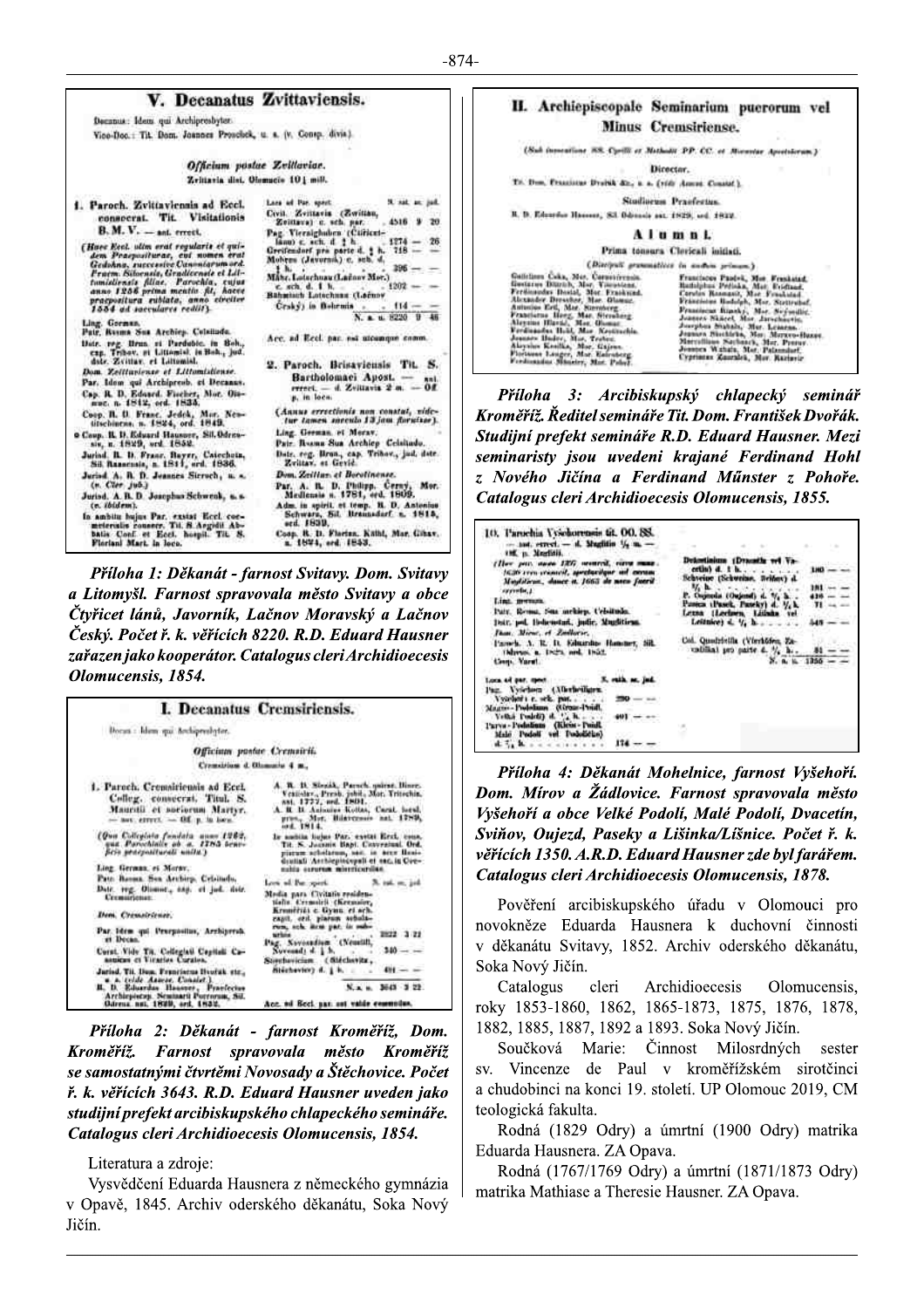*Příloha 1: Děkanát - farnost Svitavy. Dom. Svitavy a Litomyšl. Farnost spravovala město Svitavy a obce Čtyřicet lánů, Javorník, Lačnov Moravský a Lačnov Český. Počet ř. k. věřících 8220. R.D. Eduard Hausner zařazen jako kooperátor. Catalogus cleri Archidioecesis Olomucensis, 1854.*

*Příloha 2: Děkanát - farnost Kroměříž, Dom. Kroměříž. Farnost spravovala město Kroměříž se samostatnými čtvrtěmi Novosady a Štěchovice. Počet ř. k. věřících 3643. R.D. Eduard Hausner uveden jako studijní prefekt arcibiskupského chlapeckého semináře. Catalogus cleri Archidioecesis Olomucensis, 1854.*

Literatura a zdroje:

Vysvědčení Eduarda Hausnera z německého gymnázia v Opavě, 1845. Archiv oderského děkanátu, Soka Nový Jičín.

*Příloha 3: Arcibiskupský chlapecký seminář Kroměříž. Ředitel semináře Tit. Dom. František Dvořák. Studijní prefekt semináře R.D. Eduard Hausner. Mezi seminaristy jsou uvedeni krajané Ferdinand Hohl z Nového Jičína a Ferdinand Műnster z Pohoře. Catalogus cleri Archidioecesis Olomucensis, 1855.*

*Příloha 4: Děkanát Mohelnice, farnost Vyšehoří. Dom. Mírov a Žádlovice. Farnost spravovala město Vyšehoří a obce Velké Podolí, Malé Podolí, Dvacetín, Sviňov, Oujezd, Paseky a Lišinka/Líšnice. Počet ř. k. věřících 1350. A.R.D. Eduard Hausner zde byl farářem. Catalogus cleri Archidioecesis Olomucensis, 1878.*

Pověření arcibiskupského úřadu v Olomouci pro novokněze Eduarda Hausnera k duchovní činnosti v děkanátu Svitavy, 1852. Archiv oderského děkanátu, Soka Nový Jičín.

Catalogus cleri Archidioecesis Olomucensis, roky 1853-1860, 1862, 1865-1873, 1875, 1876, 1878, 1882, 1885, 1887, 1892 a 1893. Soka Nový Jičín.

Součková Marie: Činnost Milosrdných sester sv. Vincenze de Paul v kroměřížském sirotčinci a chudobinci na konci 19. století. UP Olomouc 2019, CM teologická fakulta.

Rodná (1829 Odry) a úmrtní (1900 Odry) matrika Eduarda Hausnera. ZA Opava.

Rodná (1767/1769 Odry) a úmrtní (1871/1873 Odry) matrika Mathiase a Theresie Hausner. ZA Opava.